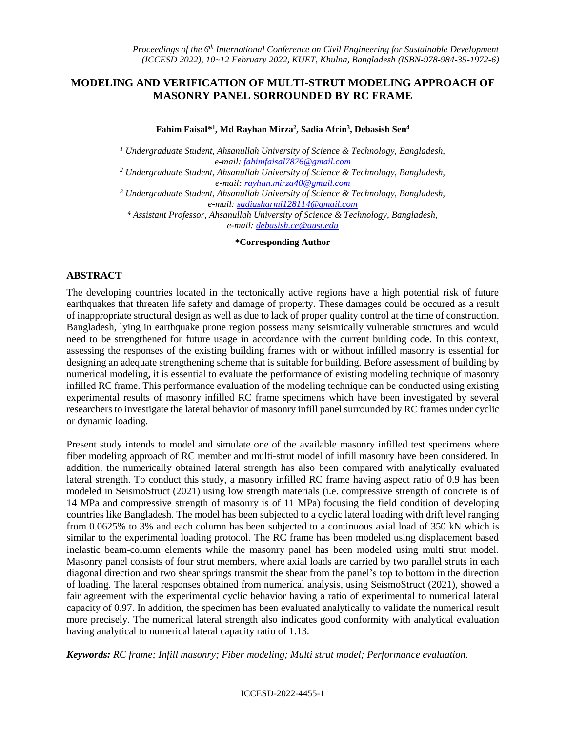# MODELING AND VERIFICATION OF MULTI-STRUT MODELING APPROACH OF MASONRY PANEL SORROUNDED BY RC FRAME

**Fahim Faisal*[1], Md Rayhan Mirza[2], Sadia Afrin[3], Debasish Sen[4]**

*[1] Undergraduate Student, Ahsanullah University of Science & Technology, Bangladesh, e-mail: fahimfaisal7876@gmail.com*

*[2] Undergraduate Student, Ahsanullah University of Science & Technology, Bangladesh, e-mail: rayhan.mirza40@gmail.com*

*[3] Undergraduate Student, Ahsanullah University of Science & Technology, Bangladesh, e-mail: sadiasharmi128114@gmail.com*

*[4] Assistant Professor, Ahsanullah University of Science & Technology, Bangladesh, e-mail: debasish.ce@aust.edu*

**\*Corresponding Author**

## ABSTRACT

The developing countries located in the tectonically active regions have a high potential risk of future earthquakes that threaten life safety and damage of property. These damages could be occured as a result of inappropriate structural design as well as due to lack of proper quality control at the time of construction. Bangladesh, lying in earthquake prone region possess many seismically vulnerable structures and would need to be strengthened for future usage in accordance with the current building code. In this context, assessing the responses of the existing building frames with or without infilled masonry is essential for designing an adequate strengthening scheme that is suitable for building. Before assessment of building by numerical modeling, it is essential to evaluate the performance of existing modeling technique of masonry infilled RC frame. This performance evaluation of the modeling technique can be conducted using existing experimental results of masonry infilled RC frame specimens which have been investigated by several researchers to investigate the lateral behavior of masonry infill panel surrounded by RC frames under cyclic or dynamic loading.

Present study intends to model and simulate one of the available masonry infilled test specimens where fiber modeling approach of RC member and multi-strut model of infill masonry have been considered. In addition, the numerically obtained lateral strength has also been compared with analytically evaluated lateral strength. To conduct this study, a masonry infilled RC frame having aspect ratio of 0.9 has been modeled in SeismoStruct (2021) using low strength materials (i.e. compressive strength of concrete is of 14 MPa and compressive strength of masonry is of 11 MPa) focusing the field condition of developing countries like Bangladesh. The model has been subjected to a cyclic lateral loading with drift level ranging from 0.0625% to 3% and each column has been subjected to a continuous axial load of 350 kN which is similar to the experimental loading protocol. The RC frame has been modeled using displacement based inelastic beam-column elements while the masonry panel has been modeled using multi strut model. Masonry panel consists of four strut members, where axial loads are carried by two parallel struts in each diagonal direction and two shear springs transmit the shear from the panel's top to bottom in the direction of loading. The lateral responses obtained from numerical analysis, using SeismoStruct (2021), showed a fair agreement with the experimental cyclic behavior having a ratio of experimental to numerical lateral capacity of 0.97. In addition, the specimen has been evaluated analytically to validate the numerical result more precisely. The numerical lateral strength also indicates good conformity with analytical evaluation having analytical to numerical lateral capacity ratio of 1.13.

***Keywords:** RC frame; Infill masonry; Fiber modeling; Multi strut model; Performance evaluation.*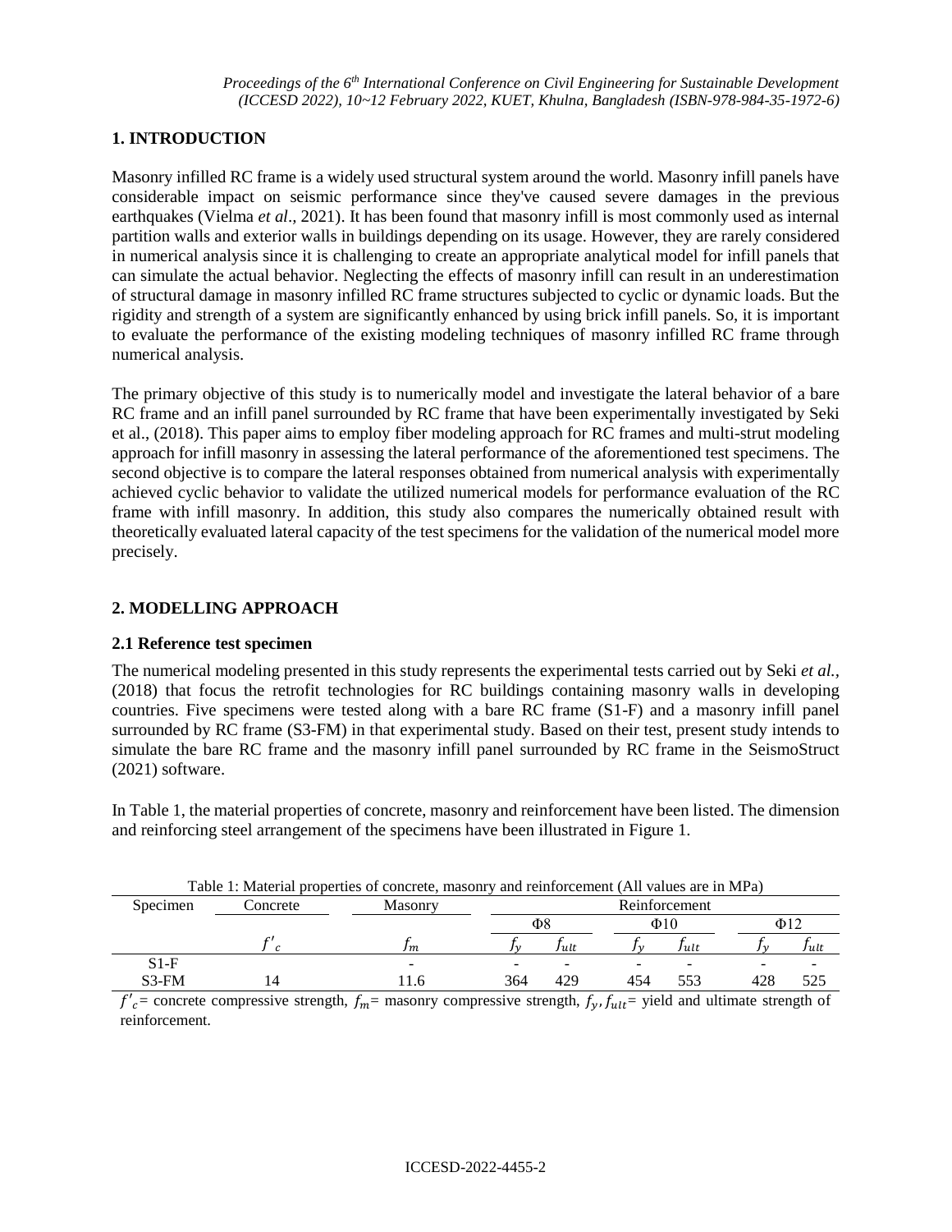## 1. INTRODUCTION

Masonry infilled RC frame is a widely used structural system around the world. Masonry infill panels have considerable impact on seismic performance since they've caused severe damages in the previous earthquakes (Vielma *et al*., 2021). It has been found that masonry infill is most commonly used as internal partition walls and exterior walls in buildings depending on its usage. However, they are rarely considered in numerical analysis since it is challenging to create an appropriate analytical model for infill panels that can simulate the actual behavior. Neglecting the effects of masonry infill can result in an underestimation of structural damage in masonry infilled RC frame structures subjected to cyclic or dynamic loads. But the rigidity and strength of a system are significantly enhanced by using brick infill panels. So, it is important to evaluate the performance of the existing modeling techniques of masonry infilled RC frame through numerical analysis.

The primary objective of this study is to numerically model and investigate the lateral behavior of a bare RC frame and an infill panel surrounded by RC frame that have been experimentally investigated by Seki et al., (2018). This paper aims to employ fiber modeling approach for RC frames and multi-strut modeling approach for infill masonry in assessing the lateral performance of the aforementioned test specimens. The second objective is to compare the lateral responses obtained from numerical analysis with experimentally achieved cyclic behavior to validate the utilized numerical models for performance evaluation of the RC frame with infill masonry. In addition, this study also compares the numerically obtained result with theoretically evaluated lateral capacity of the test specimens for the validation of the numerical model more precisely.

## 2. MODELLING APPROACH

### 2.1 Reference test specimen

The numerical modeling presented in this study represents the experimental tests carried out by Seki *et al.*, (2018) that focus the retrofit technologies for RC buildings containing masonry walls in developing countries. Five specimens were tested along with a bare RC frame (S1-F) and a masonry infill panel surrounded by RC frame (S3-FM) in that experimental study. Based on their test, present study intends to simulate the bare RC frame and the masonry infill panel surrounded by RC frame in the SeismoStruct (2021) software.

In Table 1, the material properties of concrete, masonry and reinforcement have been listed. The dimension and reinforcing steel arrangement of the specimens have been illustrated in Figure 1.

Table 1: Material properties of concrete, masonry and reinforcement (All values are in MPa)

| Specimen | Concrete | Masonry | Reinforcement | | | | | |
|---|---|---|---|---|---|---|---|---|
| | | | Φ8 | | Φ10 | | Φ12 | |
| | $f'_c$ | $f_m$ | $f_y$ | $f_{ult}$ | $f_y$ | $f_{ult}$ | $f_y$ | $f_{ult}$ |
| S1-F | | - | - | - | - | - | - | - |
| S3-FM | 14 | 11.6 | 364 | 429 | 454 | 553 | 428 | 525 |

$f'_c$= concrete compressive strength, $f_m$= masonry compressive strength, $f_y, f_{ult}$= yield and ultimate strength of reinforcement.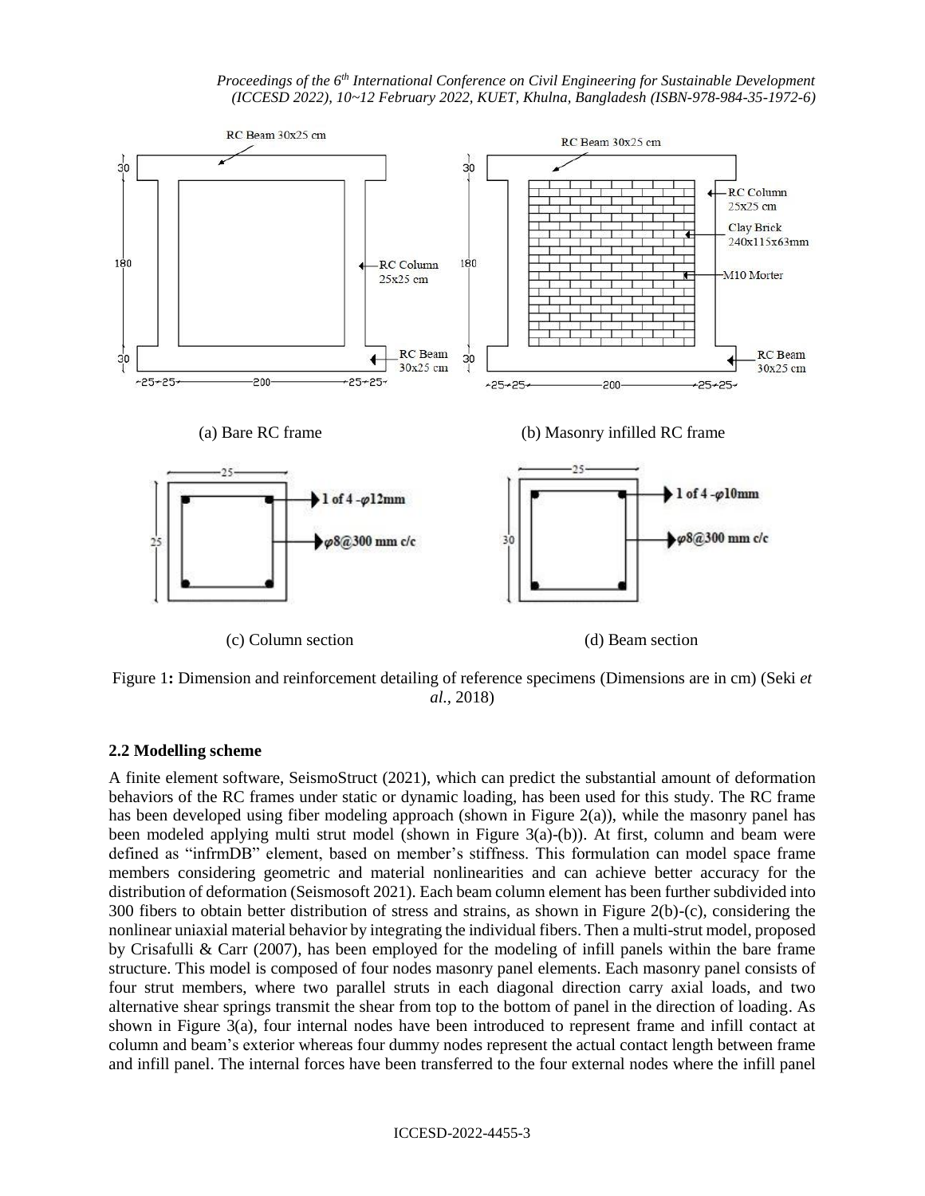Figure 1**:** Dimension and reinforcement detailing of reference specimens (Dimensions are in cm) (Seki *et al.,* 2018)

### 2.2 Modelling scheme

A finite element software, SeismoStruct (2021), which can predict the substantial amount of deformation behaviors of the RC frames under static or dynamic loading, has been used for this study. The RC frame has been developed using fiber modeling approach (shown in Figure 2(a)), while the masonry panel has been modeled applying multi strut model (shown in Figure 3(a)-(b)). At first, column and beam were defined as "infrmDB" element, based on member's stiffness. This formulation can model space frame members considering geometric and material nonlinearities and can achieve better accuracy for the distribution of deformation (Seismosoft 2021). Each beam column element has been further subdivided into 300 fibers to obtain better distribution of stress and strains, as shown in Figure 2(b)-(c), considering the nonlinear uniaxial material behavior by integrating the individual fibers. Then a multi-strut model, proposed by Crisafulli & Carr (2007), has been employed for the modeling of infill panels within the bare frame structure. This model is composed of four nodes masonry panel elements. Each masonry panel consists of four strut members, where two parallel struts in each diagonal direction carry axial loads, and two alternative shear springs transmit the shear from top to the bottom of panel in the direction of loading. As shown in Figure 3(a), four internal nodes have been introduced to represent frame and infill contact at column and beam's exterior whereas four dummy nodes represent the actual contact length between frame and infill panel. The internal forces have been transferred to the four external nodes where the infill panel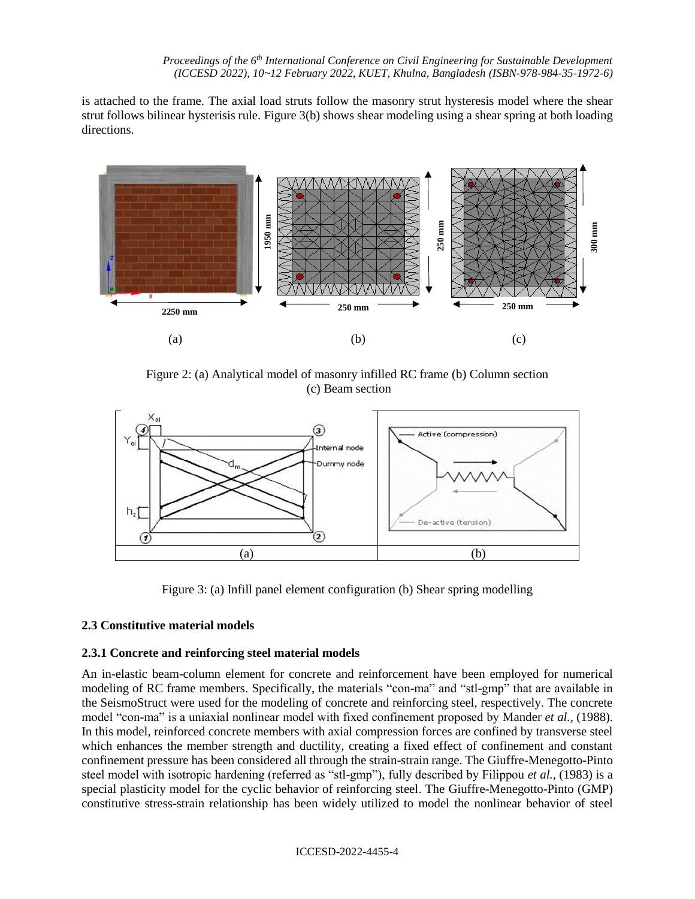is attached to the frame. The axial load struts follow the masonry strut hysteresis model where the shear strut follows bilinear hysterisis rule. Figure 3(b) shows shear modeling using a shear spring at both loading directions.

Figure 2: (a) Analytical model of masonry infilled RC frame (b) Column section (c) Beam section

Figure 3: (a) Infill panel element configuration (b) Shear spring modelling

### 2.3 Constitutive material models

### 2.3.1 Concrete and reinforcing steel material models

An in-elastic beam-column element for concrete and reinforcement have been employed for numerical modeling of RC frame members. Specifically, the materials "con-ma" and "stl-gmp" that are available in the SeismoStruct were used for the modeling of concrete and reinforcing steel, respectively. The concrete model "con-ma" is a uniaxial nonlinear model with fixed confinement proposed by Mander *et al.,* (1988). In this model, reinforced concrete members with axial compression forces are confined by transverse steel which enhances the member strength and ductility, creating a fixed effect of confinement and constant confinement pressure has been considered all through the strain-strain range. The Giuffre-Menegotto-Pinto steel model with isotropic hardening (referred as "stl-gmp"), fully described by Filippou *et al.,* (1983) is a special plasticity model for the cyclic behavior of reinforcing steel. The Giuffre-Menegotto-Pinto (GMP) constitutive stress-strain relationship has been widely utilized to model the nonlinear behavior of steel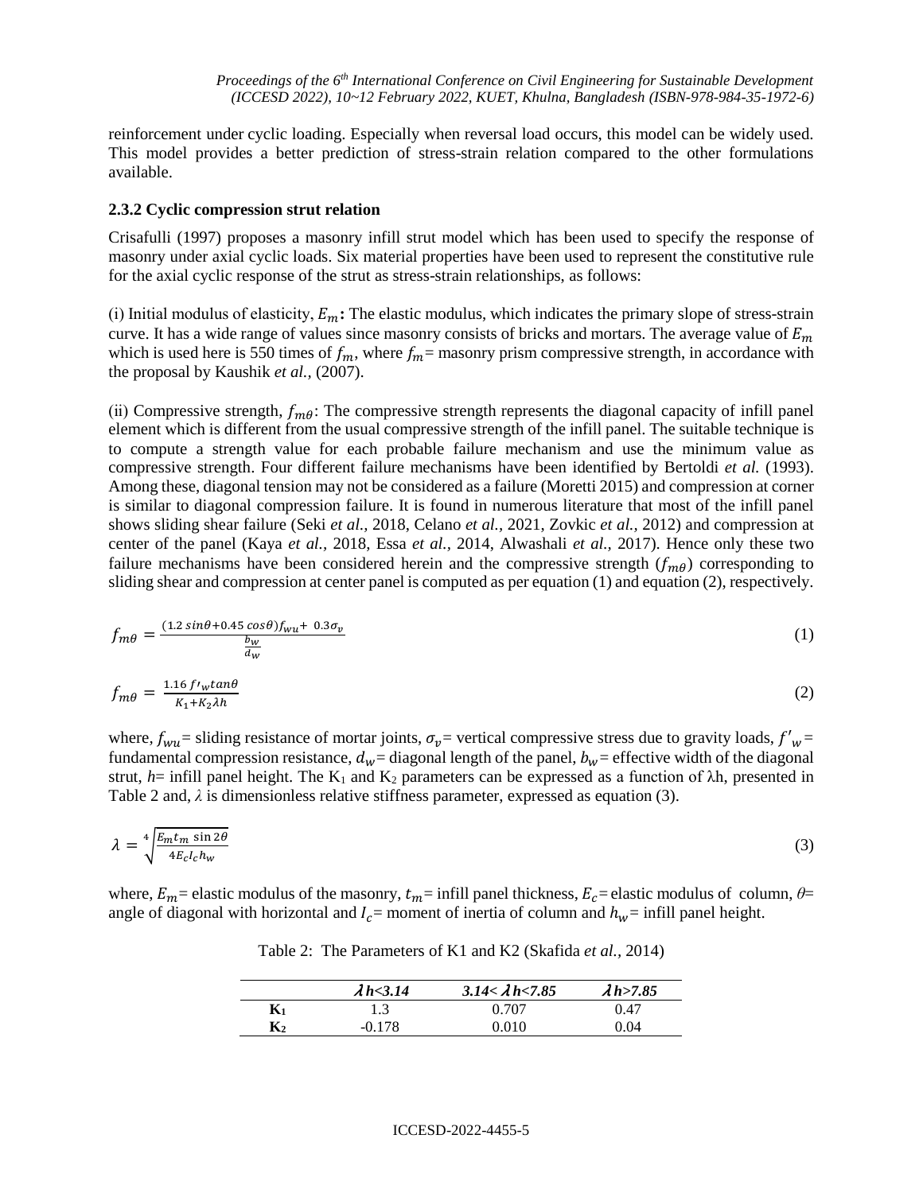reinforcement under cyclic loading. Especially when reversal load occurs, this model can be widely used. This model provides a better prediction of stress-strain relation compared to the other formulations available.

### 2.3.2 Cyclic compression strut relation

Crisafulli (1997) proposes a masonry infill strut model which has been used to specify the response of masonry under axial cyclic loads. Six material properties have been used to represent the constitutive rule for the axial cyclic response of the strut as stress-strain relationships, as follows:

(i) Initial modulus of elasticity, $E_m$**:** The elastic modulus, which indicates the primary slope of stress-strain curve. It has a wide range of values since masonry consists of bricks and mortars. The average value of $E_m$ which is used here is 550 times of $f_m$, where $f_m$ = masonry prism compressive strength, in accordance with the proposal by Kaushik *et al.*, (2007).

(ii) Compressive strength, $f_{m\theta}$: The compressive strength represents the diagonal capacity of infill panel element which is different from the usual compressive strength of the infill panel. The suitable technique is to compute a strength value for each probable failure mechanism and use the minimum value as compressive strength. Four different failure mechanisms have been identified by Bertoldi *et al.* (1993). Among these, diagonal tension may not be considered as a failure (Moretti 2015) and compression at corner is similar to diagonal compression failure. It is found in numerous literature that most of the infill panel shows sliding shear failure (Seki *et al.*, 2018, Celano *et al.*, 2021, Zovkic *et al.*, 2012) and compression at center of the panel (Kaya *et al.*, 2018, Essa *et al.*, 2014, Alwashali *et al.*, 2017). Hence only these two failure mechanisms have been considered herein and the compressive strength ($f_{m\theta}$) corresponding to sliding shear and compression at center panel is computed as per equation (1) and equation (2), respectively.

$$f_{m\theta} = \frac{(1.2\,sin\theta + 0.45\,cos\theta)f_{wu} + \;0.3\sigma_v}{\frac{b_w}{d_w}} \tag{1}$$

$$f_{m\theta} = \frac{1.16\,f'_w tan\theta}{K_1 + K_2\lambda h} \tag{2}$$

where, $f_{wu}$ = sliding resistance of mortar joints, $\sigma_v$ = vertical compressive stress due to gravity loads, $f'_w$ = fundamental compression resistance, $d_w$ = diagonal length of the panel, $b_w$ = effective width of the diagonal strut, $h$ = infill panel height. The $K_1$ and $K_2$ parameters can be expressed as a function of $\lambda$h, presented in Table 2 and, $\lambda$ is dimensionless relative stiffness parameter, expressed as equation (3).

$$\lambda = \sqrt[4]{\frac{E_m t_m \,\sin 2\theta}{4E_c I_c h_w}} \tag{3}$$

where, $E_m$ = elastic modulus of the masonry, $t_m$ = infill panel thickness, $E_c$ = elastic modulus of column, $\theta$ = angle of diagonal with horizontal and $I_c$ = moment of inertia of column and $h_w$ = infill panel height.

Table 2: The Parameters of K1 and K2 (Skafida *et al.*, 2014)

| | $\lambda h<3.14$ | $3.14<\lambda h<7.85$ | $\lambda h>7.85$ |
|---|---|---|---|
| **$K_1$** | 1.3 | 0.707 | 0.47 |
| **$K_2$** | -0.178 | 0.010 | 0.04 |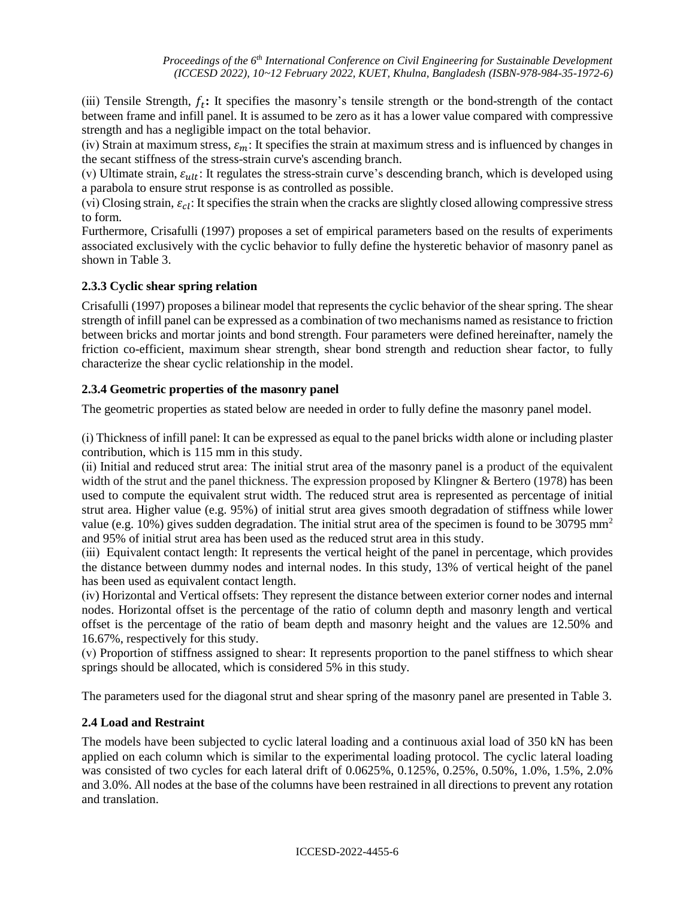(iii) Tensile Strength, $f_t$**:** It specifies the masonry's tensile strength or the bond-strength of the contact between frame and infill panel. It is assumed to be zero as it has a lower value compared with compressive strength and has a negligible impact on the total behavior.

(iv) Strain at maximum stress, $\varepsilon_m$: It specifies the strain at maximum stress and is influenced by changes in the secant stiffness of the stress-strain curve's ascending branch.

(v) Ultimate strain, $\varepsilon_{ult}$: It regulates the stress-strain curve's descending branch, which is developed using a parabola to ensure strut response is as controlled as possible.

(vi) Closing strain, $\varepsilon_{cl}$: It specifies the strain when the cracks are slightly closed allowing compressive stress to form.

Furthermore, Crisafulli (1997) proposes a set of empirical parameters based on the results of experiments associated exclusively with the cyclic behavior to fully define the hysteretic behavior of masonry panel as shown in Table 3.

### 2.3.3 Cyclic shear spring relation

Crisafulli (1997) proposes a bilinear model that represents the cyclic behavior of the shear spring. The shear strength of infill panel can be expressed as a combination of two mechanisms named as resistance to friction between bricks and mortar joints and bond strength. Four parameters were defined hereinafter, namely the friction co-efficient, maximum shear strength, shear bond strength and reduction shear factor, to fully characterize the shear cyclic relationship in the model.

### 2.3.4 Geometric properties of the masonry panel

The geometric properties as stated below are needed in order to fully define the masonry panel model.

(i) Thickness of infill panel: It can be expressed as equal to the panel bricks width alone or including plaster contribution, which is 115 mm in this study.

(ii) Initial and reduced strut area: The initial strut area of the masonry panel is a product of the equivalent width of the strut and the panel thickness. The expression proposed by Klingner & Bertero (1978) has been used to compute the equivalent strut width. The reduced strut area is represented as percentage of initial strut area. Higher value (e.g. 95%) of initial strut area gives smooth degradation of stiffness while lower value (e.g. 10%) gives sudden degradation. The initial strut area of the specimen is found to be 30795 mm$^2$ and 95% of initial strut area has been used as the reduced strut area in this study.

(iii) Equivalent contact length: It represents the vertical height of the panel in percentage, which provides the distance between dummy nodes and internal nodes. In this study, 13% of vertical height of the panel has been used as equivalent contact length.

(iv) Horizontal and Vertical offsets: They represent the distance between exterior corner nodes and internal nodes. Horizontal offset is the percentage of the ratio of column depth and masonry length and vertical offset is the percentage of the ratio of beam depth and masonry height and the values are 12.50% and 16.67%, respectively for this study.

(v) Proportion of stiffness assigned to shear: It represents proportion to the panel stiffness to which shear springs should be allocated, which is considered 5% in this study.

The parameters used for the diagonal strut and shear spring of the masonry panel are presented in Table 3.

## 2.4 Load and Restraint

The models have been subjected to cyclic lateral loading and a continuous axial load of 350 kN has been applied on each column which is similar to the experimental loading protocol. The cyclic lateral loading was consisted of two cycles for each lateral drift of 0.0625%, 0.125%, 0.25%, 0.50%, 1.0%, 1.5%, 2.0% and 3.0%. All nodes at the base of the columns have been restrained in all directions to prevent any rotation and translation.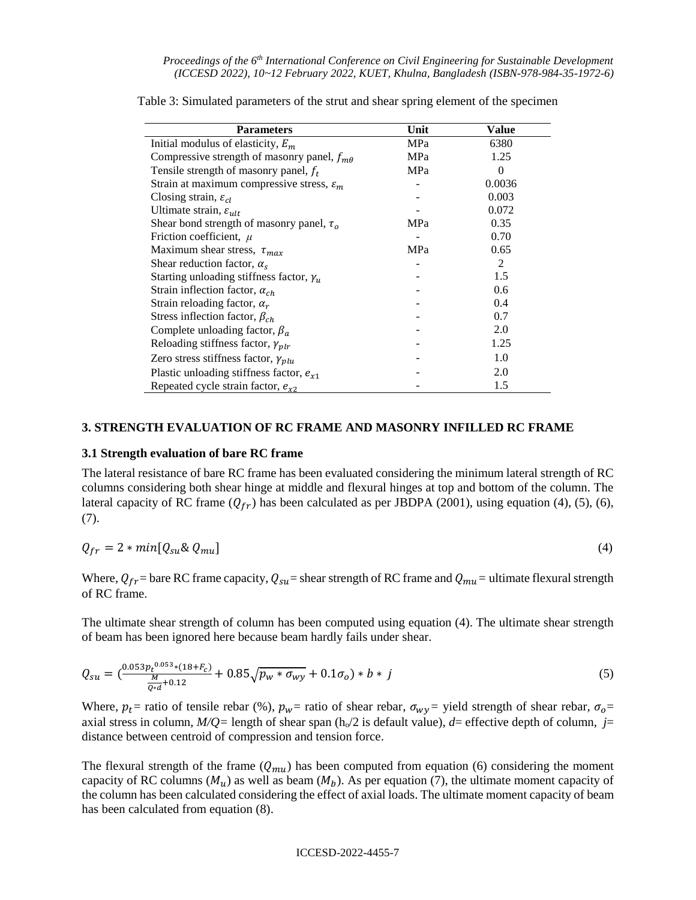Table 3: Simulated parameters of the strut and shear spring element of the specimen

| Parameters | Unit | Value |
|---|---|---|
| Initial modulus of elasticity, $E_m$ | MPa | 6380 |
| Compressive strength of masonry panel, $f_{m\theta}$ | MPa | 1.25 |
| Tensile strength of masonry panel, $f_t$ | MPa | 0 |
| Strain at maximum compressive stress, $\varepsilon_m$ | - | 0.0036 |
| Closing strain, $\varepsilon_{cl}$ | - | 0.003 |
| Ultimate strain, $\varepsilon_{ult}$ | - | 0.072 |
| Shear bond strength of masonry panel, $\tau_o$ | MPa | 0.35 |
| Friction coefficient, $\mu$ | - | 0.70 |
| Maximum shear stress, $\tau_{max}$ | MPa | 0.65 |
| Shear reduction factor, $\alpha_s$ | - | 2 |
| Starting unloading stiffness factor, $\gamma_u$ | - | 1.5 |
| Strain inflection factor, $\alpha_{ch}$ | - | 0.6 |
| Strain reloading factor, $\alpha_r$ | - | 0.4 |
| Stress inflection factor, $\beta_{ch}$ | - | 0.7 |
| Complete unloading factor, $\beta_a$ | - | 2.0 |
| Reloading stiffness factor, $\gamma_{plr}$ | - | 1.25 |
| Zero stress stiffness factor, $\gamma_{plu}$ | - | 1.0 |
| Plastic unloading stiffness factor, $e_{x1}$ | - | 2.0 |
| Repeated cycle strain factor, $e_{x2}$ | - | 1.5 |

## 3. STRENGTH EVALUATION OF RC FRAME AND MASONRY INFILLED RC FRAME

### 3.1 Strength evaluation of bare RC frame

The lateral resistance of bare RC frame has been evaluated considering the minimum lateral strength of RC columns considering both shear hinge at middle and flexural hinges at top and bottom of the column. The lateral capacity of RC frame ($Q_{fr}$) has been calculated as per JBDPA (2001), using equation (4), (5), (6), (7).

$$Q_{fr} = 2 * min[Q_{su} \& Q_{mu}] \tag{4}$$

Where, $Q_{fr}$ = bare RC frame capacity, $Q_{su}$ = shear strength of RC frame and $Q_{mu}$ = ultimate flexural strength of RC frame.

The ultimate shear strength of column has been computed using equation (4). The ultimate shear strength of beam has been ignored here because beam hardly fails under shear.

$$Q_{su} = \left(\frac{0.053 {p_t}^{0.053} * (18 + F_c)}{\frac{M}{Q*d} + 0.12} + 0.85\sqrt{p_w * \sigma_{wy}} + 0.1\sigma_o\right) * b * j \tag{5}$$

Where, $p_t$ = ratio of tensile rebar (%), $p_w$ = ratio of shear rebar, $\sigma_{wy}$ = yield strength of shear rebar, $\sigma_o$ = axial stress in column, $M/Q$ = length of shear span ($h_o/2$ is default value), $d$ = effective depth of column, $j$ = distance between centroid of compression and tension force.

The flexural strength of the frame ($Q_{mu}$) has been computed from equation (6) considering the moment capacity of RC columns ($M_u$) as well as beam ($M_b$). As per equation (7), the ultimate moment capacity of the column has been calculated considering the effect of axial loads. The ultimate moment capacity of beam has been calculated from equation (8).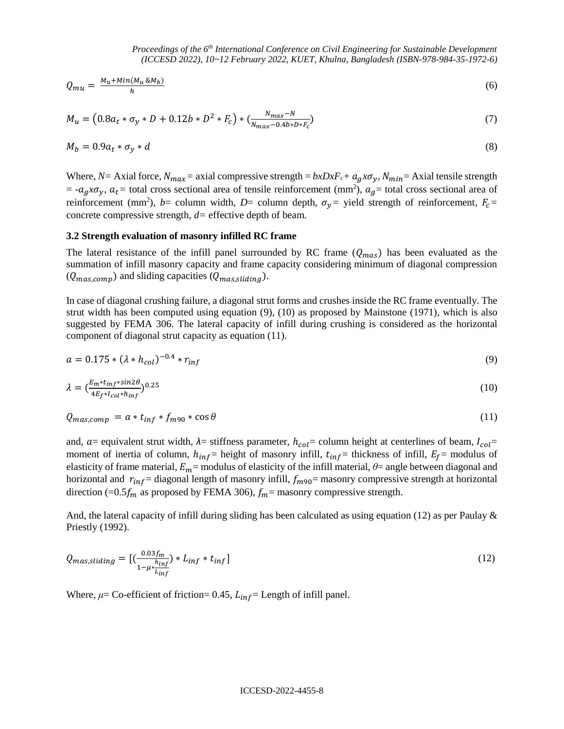$$Q_{mu} = \frac{M_u + Min(M_u \,\&M_b)}{h} \tag{6}$$

$$M_u = \left(0.8a_t * \sigma_y * D + 0.12b * D^2 * F_c\right) * \left(\frac{N_{max} - N}{N_{max} - 0.4b * D * F_c}\right) \tag{7}$$

$$M_b = 0.9a_t * \sigma_y * d \tag{8}$$

Where, $N$= Axial force, $N_{max}$ = axial compressive strength = $bxDxF_c$+ $a_g x\sigma_y$, $N_{min}$= Axial tensile strength = -$a_g x\sigma_y$, $a_t$ = total cross sectional area of tensile reinforcement (mm$^2$), $a_g$ = total cross sectional area of reinforcement (mm$^2$), $b$= column width, $D$= column depth, $\sigma_y$ = yield strength of reinforcement, $F_c$ = concrete compressive strength, $d$= effective depth of beam.

### 3.2 Strength evaluation of masonry infilled RC frame

The lateral resistance of the infill panel surrounded by RC frame ($Q_{mas}$) has been evaluated as the summation of infill masonry capacity and frame capacity considering minimum of diagonal compression ($Q_{mas,comp}$) and sliding capacities ($Q_{mas,sliding}$).

In case of diagonal crushing failure, a diagonal strut forms and crushes inside the RC frame eventually. The strut width has been computed using equation (9), (10) as proposed by Mainstone (1971), which is also suggested by FEMA 306. The lateral capacity of infill during crushing is considered as the horizontal component of diagonal strut capacity as equation (11).

$$a = 0.175 * (\lambda * h_{col})^{-0.4} * r_{inf} \tag{9}$$

$$\lambda = \left(\frac{E_m * t_{inf} * sin2\theta}{4E_f * I_{col} * h_{inf}}\right)^{0.25} \tag{10}$$

$$Q_{mas,comp} = a * t_{inf} * f_{m90} * \cos\theta \tag{11}$$

and, $a$= equivalent strut width, $\lambda$= stiffness parameter, $h_{col}$= column height at centerlines of beam, $I_{col}$= moment of inertia of column, $h_{inf}$= height of masonry infill, $t_{inf}$= thickness of infill, $E_f$= modulus of elasticity of frame material, $E_m$= modulus of elasticity of the infill material, $\theta$= angle between diagonal and horizontal and $r_{inf}$= diagonal length of masonry infill, $f_{m90}$= masonry compressive strength at horizontal direction (=0.5$f_m$ as proposed by FEMA 306), $f_m$= masonry compressive strength.

And, the lateral capacity of infill during sliding has been calculated as using equation (12) as per Paulay & Priestly (1992).

$$Q_{mas,sliding} = \left[\left(\frac{0.03f_m}{1 - \mu * \frac{h_{inf}}{L_{inf}}}\right) * L_{inf} * t_{inf}\right] \tag{12}$$

Where, $\mu$= Co-efficient of friction= 0.45, $L_{inf}$= Length of infill panel.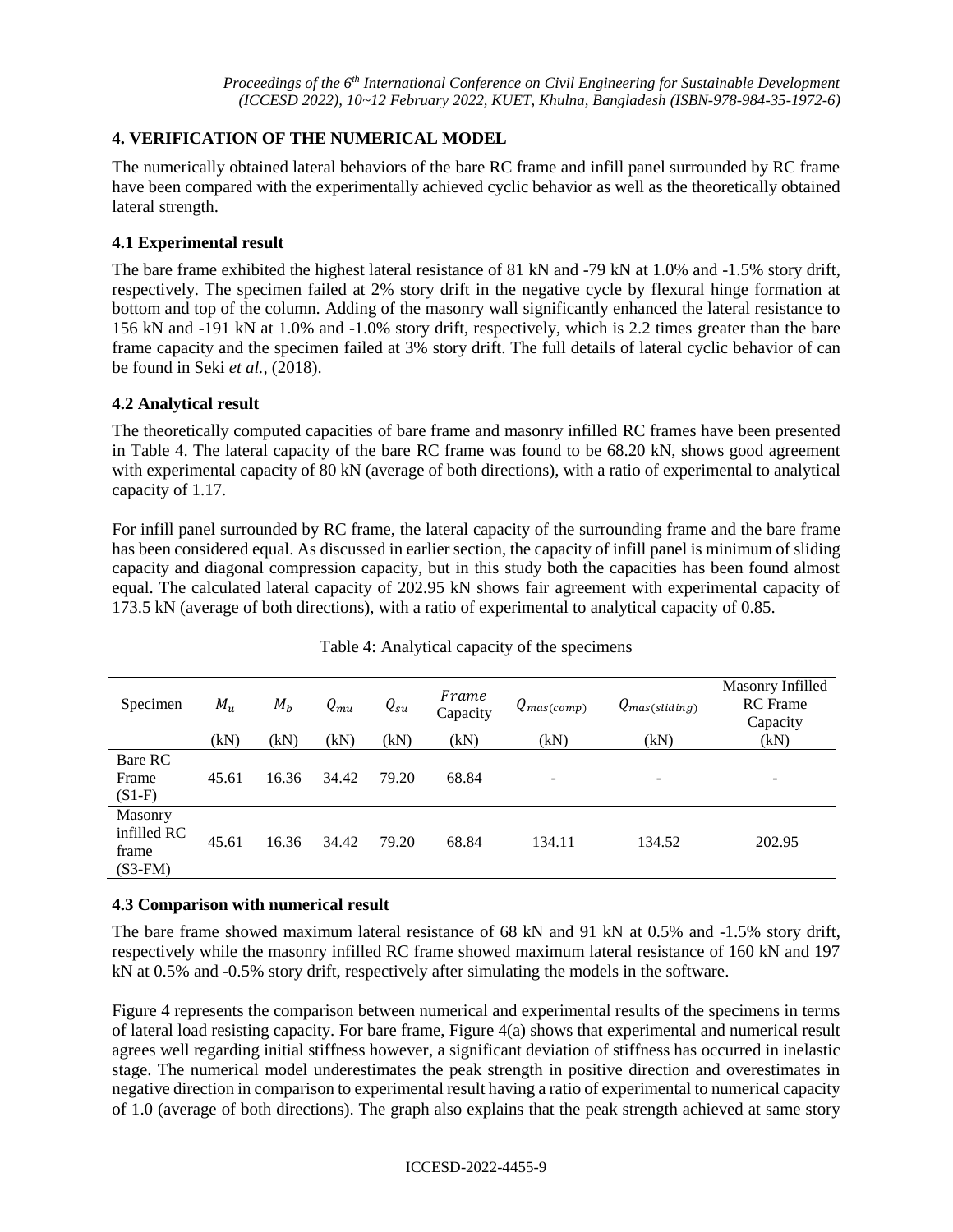## 4. VERIFICATION OF THE NUMERICAL MODEL

The numerically obtained lateral behaviors of the bare RC frame and infill panel surrounded by RC frame have been compared with the experimentally achieved cyclic behavior as well as the theoretically obtained lateral strength.

### 4.1 Experimental result

The bare frame exhibited the highest lateral resistance of 81 kN and -79 kN at 1.0% and -1.5% story drift, respectively. The specimen failed at 2% story drift in the negative cycle by flexural hinge formation at bottom and top of the column. Adding of the masonry wall significantly enhanced the lateral resistance to 156 kN and -191 kN at 1.0% and -1.0% story drift, respectively, which is 2.2 times greater than the bare frame capacity and the specimen failed at 3% story drift. The full details of lateral cyclic behavior of can be found in Seki *et al.*, (2018).

### 4.2 Analytical result

The theoretically computed capacities of bare frame and masonry infilled RC frames have been presented in Table 4. The lateral capacity of the bare RC frame was found to be 68.20 kN, shows good agreement with experimental capacity of 80 kN (average of both directions), with a ratio of experimental to analytical capacity of 1.17.

For infill panel surrounded by RC frame, the lateral capacity of the surrounding frame and the bare frame has been considered equal. As discussed in earlier section, the capacity of infill panel is minimum of sliding capacity and diagonal compression capacity, but in this study both the capacities has been found almost equal. The calculated lateral capacity of 202.95 kN shows fair agreement with experimental capacity of 173.5 kN (average of both directions), with a ratio of experimental to analytical capacity of 0.85.

Table 4: Analytical capacity of the specimens

| Specimen | $M_u$ (kN) | $M_b$ (kN) | $Q_{mu}$ (kN) | $Q_{su}$ (kN) | *Frame* Capacity (kN) | $Q_{mas(comp)}$ (kN) | $Q_{mas(sliding)}$ (kN) | Masonry Infilled RC Frame Capacity (kN) |
|---|---|---|---|---|---|---|---|---|
| Bare RC Frame (S1-F) | 45.61 | 16.36 | 34.42 | 79.20 | 68.84 | - | - | - |
| Masonry infilled RC frame (S3-FM) | 45.61 | 16.36 | 34.42 | 79.20 | 68.84 | 134.11 | 134.52 | 202.95 |

### 4.3 Comparison with numerical result

The bare frame showed maximum lateral resistance of 68 kN and 91 kN at 0.5% and -1.5% story drift, respectively while the masonry infilled RC frame showed maximum lateral resistance of 160 kN and 197 kN at 0.5% and -0.5% story drift, respectively after simulating the models in the software.

Figure 4 represents the comparison between numerical and experimental results of the specimens in terms of lateral load resisting capacity. For bare frame, Figure 4(a) shows that experimental and numerical result agrees well regarding initial stiffness however, a significant deviation of stiffness has occurred in inelastic stage. The numerical model underestimates the peak strength in positive direction and overestimates in negative direction in comparison to experimental result having a ratio of experimental to numerical capacity of 1.0 (average of both directions). The graph also explains that the peak strength achieved at same story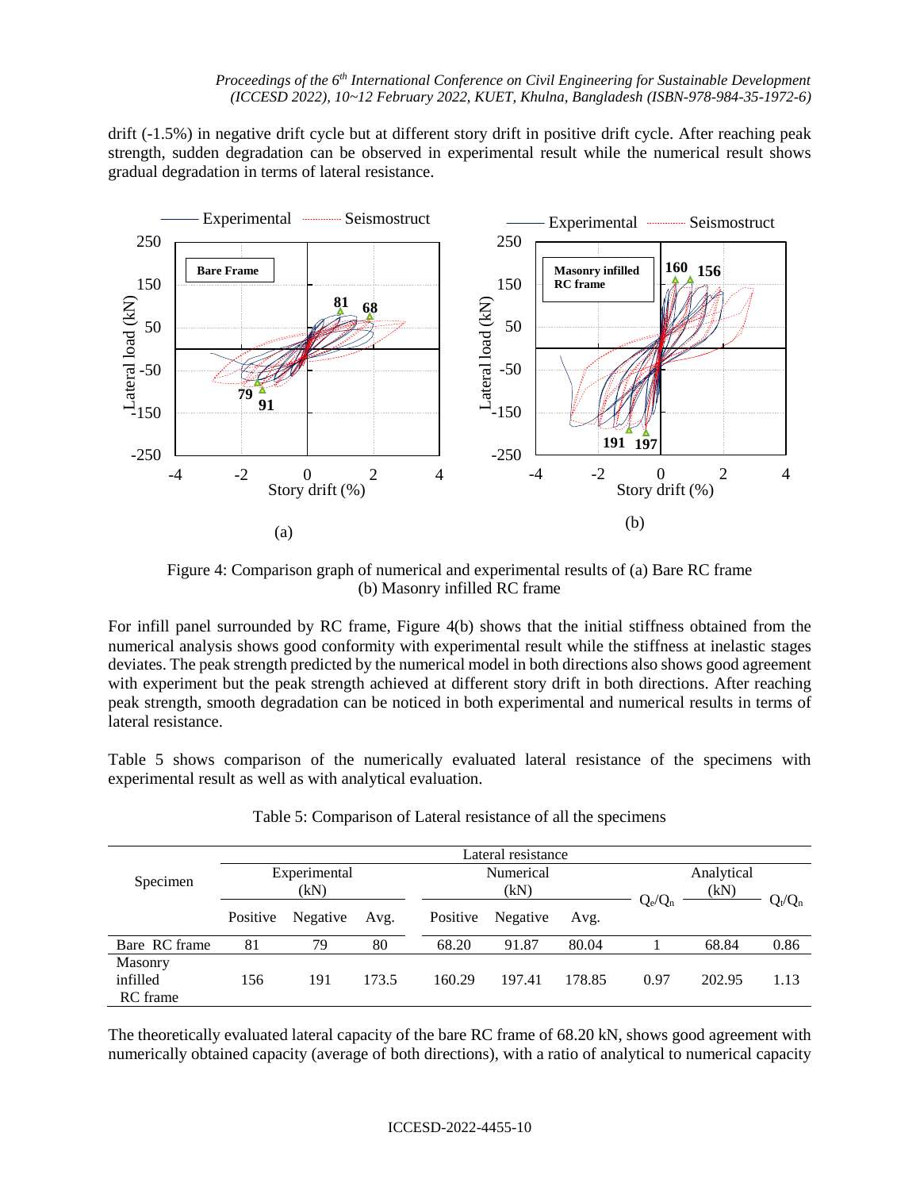drift (-1.5%) in negative drift cycle but at different story drift in positive drift cycle. After reaching peak strength, sudden degradation can be observed in experimental result while the numerical result shows gradual degradation in terms of lateral resistance.

Figure 4: Comparison graph of numerical and experimental results of (a) Bare RC frame (b) Masonry infilled RC frame

For infill panel surrounded by RC frame, Figure 4(b) shows that the initial stiffness obtained from the numerical analysis shows good conformity with experimental result while the stiffness at inelastic stages deviates. The peak strength predicted by the numerical model in both directions also shows good agreement with experiment but the peak strength achieved at different story drift in both directions. After reaching peak strength, smooth degradation can be noticed in both experimental and numerical results in terms of lateral resistance.

Table 5 shows comparison of the numerically evaluated lateral resistance of the specimens with experimental result as well as with analytical evaluation.

Table 5: Comparison of Lateral resistance of all the specimens

| Specimen | Lateral resistance | | | | | | | | |
|---|---|---|---|---|---|---|---|---|---|
| | Experimental (kN) | | | Numerical (kN) | | | $Q_e/Q_n$ | Analytical (kN) | $Q_t/Q_n$ |
| | Positive | Negative | Avg. | Positive | Negative | Avg. | | | |
| Bare RC frame | 81 | 79 | 80 | 68.20 | 91.87 | 80.04 | 1 | 68.84 | 0.86 |
| Masonry infilled RC frame | 156 | 191 | 173.5 | 160.29 | 197.41 | 178.85 | 0.97 | 202.95 | 1.13 |

The theoretically evaluated lateral capacity of the bare RC frame of 68.20 kN, shows good agreement with numerically obtained capacity (average of both directions), with a ratio of analytical to numerical capacity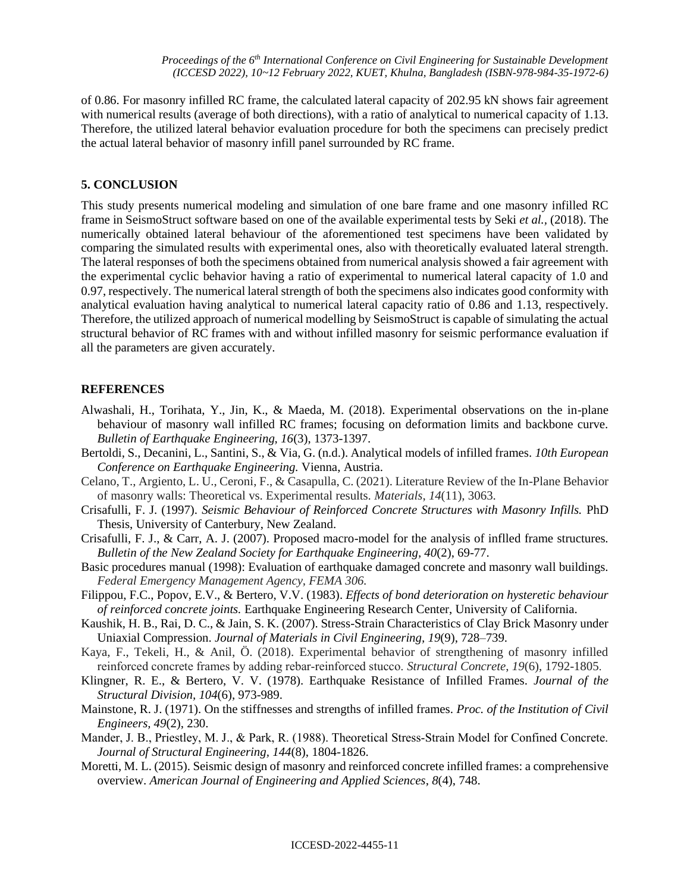of 0.86. For masonry infilled RC frame, the calculated lateral capacity of 202.95 kN shows fair agreement with numerical results (average of both directions), with a ratio of analytical to numerical capacity of 1.13. Therefore, the utilized lateral behavior evaluation procedure for both the specimens can precisely predict the actual lateral behavior of masonry infill panel surrounded by RC frame.

## 5. CONCLUSION

This study presents numerical modeling and simulation of one bare frame and one masonry infilled RC frame in SeismoStruct software based on one of the available experimental tests by Seki *et al.*, (2018). The numerically obtained lateral behaviour of the aforementioned test specimens have been validated by comparing the simulated results with experimental ones, also with theoretically evaluated lateral strength. The lateral responses of both the specimens obtained from numerical analysis showed a fair agreement with the experimental cyclic behavior having a ratio of experimental to numerical lateral capacity of 1.0 and 0.97, respectively. The numerical lateral strength of both the specimens also indicates good conformity with analytical evaluation having analytical to numerical lateral capacity ratio of 0.86 and 1.13, respectively. Therefore, the utilized approach of numerical modelling by SeismoStruct is capable of simulating the actual structural behavior of RC frames with and without infilled masonry for seismic performance evaluation if all the parameters are given accurately.

## REFERENCES

Alwashali, H., Torihata, Y., Jin, K., & Maeda, M. (2018). Experimental observations on the in-plane behaviour of masonry wall infilled RC frames; focusing on deformation limits and backbone curve. *Bulletin of Earthquake Engineering, 16*(3), 1373-1397.

Bertoldi, S., Decanini, L., Santini, S., & Via, G. (n.d.). Analytical models of infilled frames. *10th European Conference on Earthquake Engineering.* Vienna, Austria.

Celano, T., Argiento, L. U., Ceroni, F., & Casapulla, C. (2021). Literature Review of the In-Plane Behavior of masonry walls: Theoretical vs. Experimental results. *Materials, 14*(11), 3063.

Crisafulli, F. J. (1997). *Seismic Behaviour of Reinforced Concrete Structures with Masonry Infills.* PhD Thesis, University of Canterbury, New Zealand.

Crisafulli, F. J., & Carr, A. J. (2007). Proposed macro-model for the analysis of inflled frame structures. *Bulletin of the New Zealand Society for Earthquake Engineering, 40*(2), 69-77.

Basic procedures manual (1998): Evaluation of earthquake damaged concrete and masonry wall buildings. *Federal Emergency Management Agency, FEMA 306.*

Filippou, F.C., Popov, E.V., & Bertero, V.V. (1983). *Effects of bond deterioration on hysteretic behaviour of reinforced concrete joints.* Earthquake Engineering Research Center, University of California.

Kaushik, H. B., Rai, D. C., & Jain, S. K. (2007). Stress-Strain Characteristics of Clay Brick Masonry under Uniaxial Compression. *Journal of Materials in Civil Engineering, 19*(9), 728–739.

Kaya, F., Tekeli, H., & Anil, Ö. (2018). Experimental behavior of strengthening of masonry infilled reinforced concrete frames by adding rebar-reinforced stucco. *Structural Concrete, 19*(6), 1792-1805.

Klingner, R. E., & Bertero, V. V. (1978). Earthquake Resistance of Infilled Frames. *Journal of the Structural Division, 104*(6), 973-989.

Mainstone, R. J. (1971). On the stiffnesses and strengths of infilled frames. *Proc. of the Institution of Civil Engineers, 49*(2), 230.

Mander, J. B., Priestley, M. J., & Park, R. (1988). Theoretical Stress-Strain Model for Confined Concrete. *Journal of Structural Engineering, 144*(8), 1804-1826.

Moretti, M. L. (2015). Seismic design of masonry and reinforced concrete infilled frames: a comprehensive overview. *American Journal of Engineering and Applied Sciences, 8*(4), 748.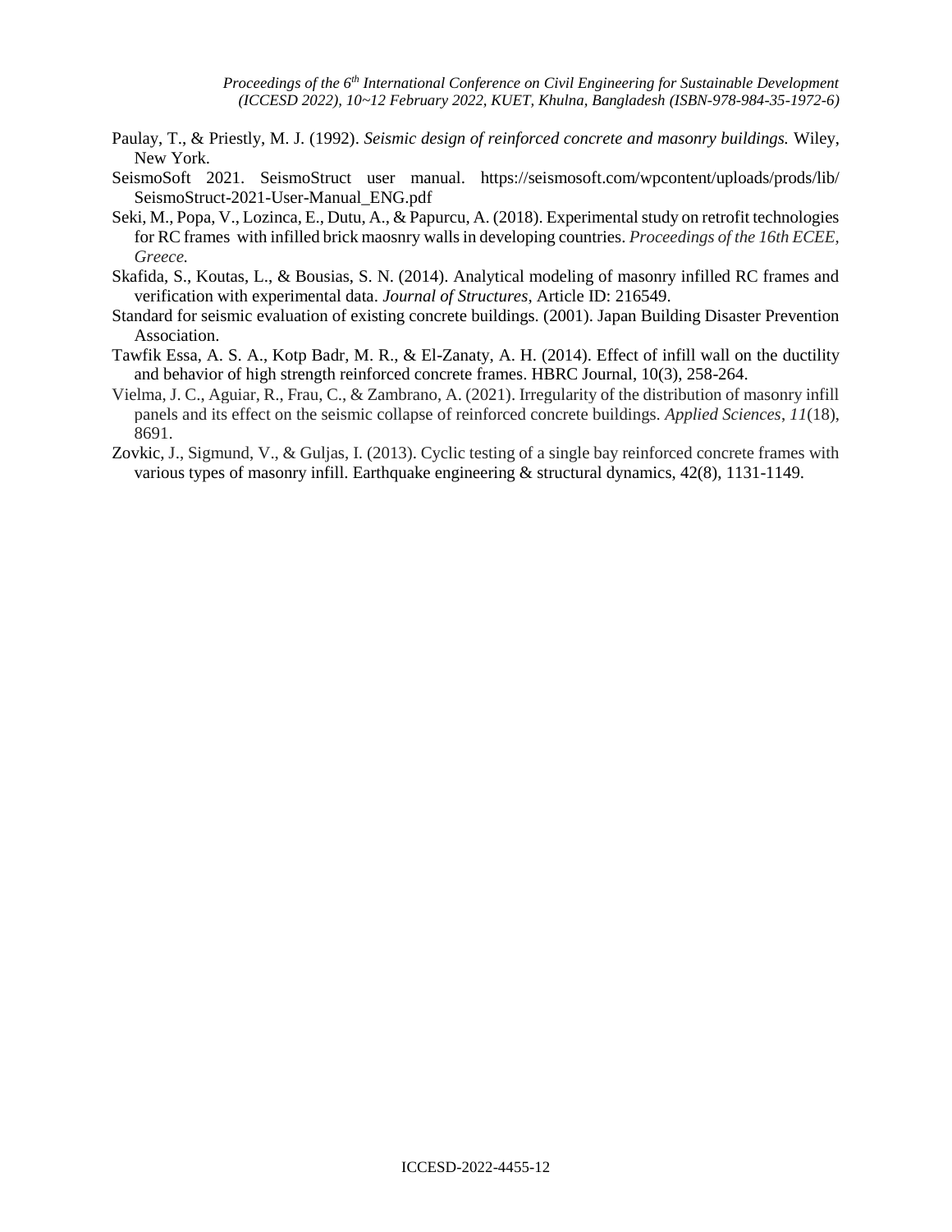Paulay, T., & Priestly, M. J. (1992). *Seismic design of reinforced concrete and masonry buildings.* Wiley, New York.

SeismoSoft 2021. SeismoStruct user manual. https://seismosoft.com/wpcontent/uploads/prods/lib/SeismoStruct-2021-User-Manual_ENG.pdf

Seki, M., Popa, V., Lozinca, E., Dutu, A., & Papurcu, A. (2018). Experimental study on retrofit technologies for RC frames with infilled brick maosnry walls in developing countries. *Proceedings of the 16th ECEE, Greece.*

Skafida, S., Koutas, L., & Bousias, S. N. (2014). Analytical modeling of masonry infilled RC frames and verification with experimental data. *Journal of Structures*, Article ID: 216549.

Standard for seismic evaluation of existing concrete buildings. (2001). Japan Building Disaster Prevention Association.

Tawfik Essa, A. S. A., Kotp Badr, M. R., & El-Zanaty, A. H. (2014). Effect of infill wall on the ductility and behavior of high strength reinforced concrete frames. HBRC Journal, 10(3), 258-264.

Vielma, J. C., Aguiar, R., Frau, C., & Zambrano, A. (2021). Irregularity of the distribution of masonry infill panels and its effect on the seismic collapse of reinforced concrete buildings. *Applied Sciences*, *11*(18), 8691.

Zovkic, J., Sigmund, V., & Guljas, I. (2013). Cyclic testing of a single bay reinforced concrete frames with various types of masonry infill. Earthquake engineering & structural dynamics, 42(8), 1131-1149.